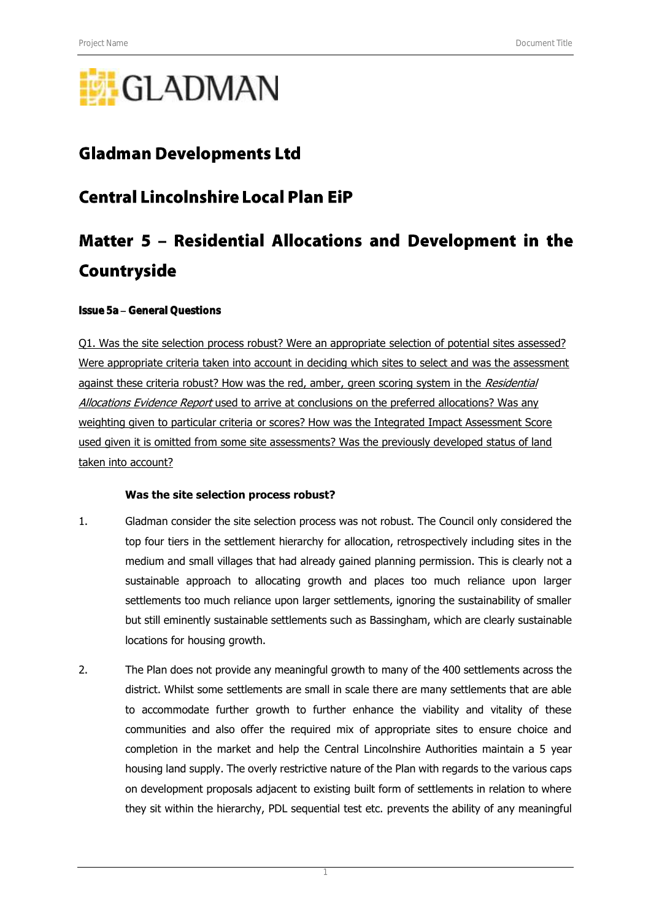GLADMAN

# Gladman Developments Ltd

# Central Lincolnshire Local Plan EiP

# Matter 5 – Residential Allocations and Development in the Countryside

### Issue 5a – General Questions

<u>Q1. Was the site selection process robust? Were an appropriate selection of potential sites assessed? Were appropriate criteria taken into account in deciding which sites to select and was the assessment against these criteria robust? How was the red, amber, green scoring system in the *Residential Allocations Evidence Report* used to arrive at conclusions on the preferred allocations? Was any weighting given to particular criteria or scores? How was the Integrated Impact Assessment Score used given it is omitted from some site assessments? Was the previously developed status of land taken into account?</u>

**Was the site selection process robust?**

1. Gladman consider the site selection process was not robust. The Council only considered the top four tiers in the settlement hierarchy for allocation, retrospectively including sites in the medium and small villages that had already gained planning permission. This is clearly not a sustainable approach to allocating growth and places too much reliance upon larger settlements too much reliance upon larger settlements, ignoring the sustainability of smaller but still eminently sustainable settlements such as Bassingham, which are clearly sustainable locations for housing growth.

2. The Plan does not provide any meaningful growth to many of the 400 settlements across the district. Whilst some settlements are small in scale there are many settlements that are able to accommodate further growth to further enhance the viability and vitality of these communities and also offer the required mix of appropriate sites to ensure choice and completion in the market and help the Central Lincolnshire Authorities maintain a 5 year housing land supply. The overly restrictive nature of the Plan with regards to the various caps on development proposals adjacent to existing built form of settlements in relation to where they sit within the hierarchy, PDL sequential test etc. prevents the ability of any meaningful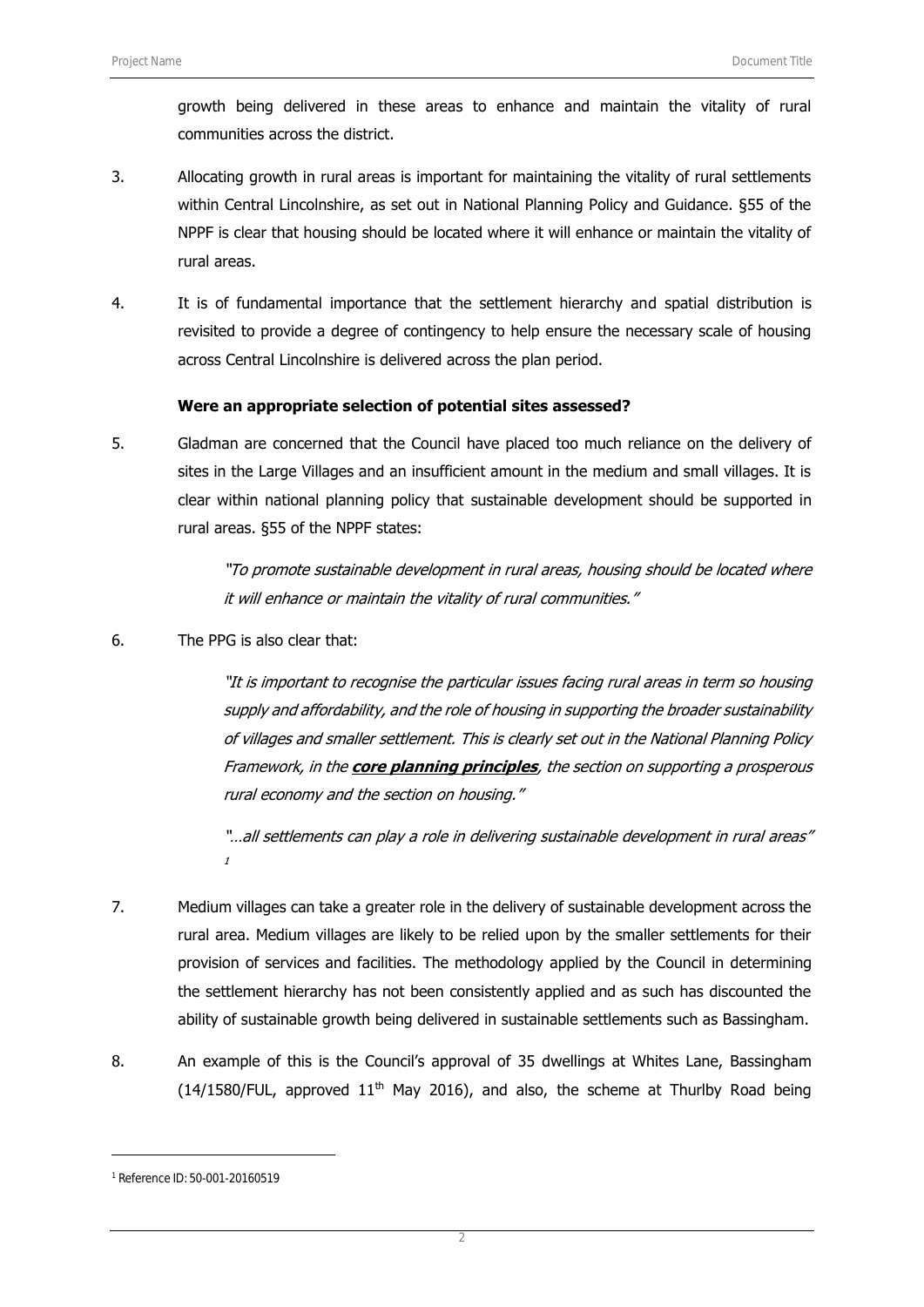growth being delivered in these areas to enhance and maintain the vitality of rural communities across the district.

3. Allocating growth in rural areas is important for maintaining the vitality of rural settlements within Central Lincolnshire, as set out in National Planning Policy and Guidance. §55 of the NPPF is clear that housing should be located where it will enhance or maintain the vitality of rural areas.

4. It is of fundamental importance that the settlement hierarchy and spatial distribution is revisited to provide a degree of contingency to help ensure the necessary scale of housing across Central Lincolnshire is delivered across the plan period.

**Were an appropriate selection of potential sites assessed?**

5. Gladman are concerned that the Council have placed too much reliance on the delivery of sites in the Large Villages and an insufficient amount in the medium and small villages. It is clear within national planning policy that sustainable development should be supported in rural areas. §55 of the NPPF states:

> *"To promote sustainable development in rural areas, housing should be located where it will enhance or maintain the vitality of rural communities."*

6. The PPG is also clear that:

> *"It is important to recognise the particular issues facing rural areas in term so housing supply and affordability, and the role of housing in supporting the broader sustainability of villages and smaller settlement. This is clearly set out in the National Planning Policy Framework, in the* ***core planning principles****, the section on supporting a prosperous rural economy and the section on housing."*
>
> *"…all settlements can play a role in delivering sustainable development in rural areas"* [1]

7. Medium villages can take a greater role in the delivery of sustainable development across the rural area. Medium villages are likely to be relied upon by the smaller settlements for their provision of services and facilities. The methodology applied by the Council in determining the settlement hierarchy has not been consistently applied and as such has discounted the ability of sustainable growth being delivered in sustainable settlements such as Bassingham.

8. An example of this is the Council's approval of 35 dwellings at Whites Lane, Bassingham (14/1580/FUL, approved 11th May 2016), and also, the scheme at Thurlby Road being

[1] Reference ID: 50-001-20160519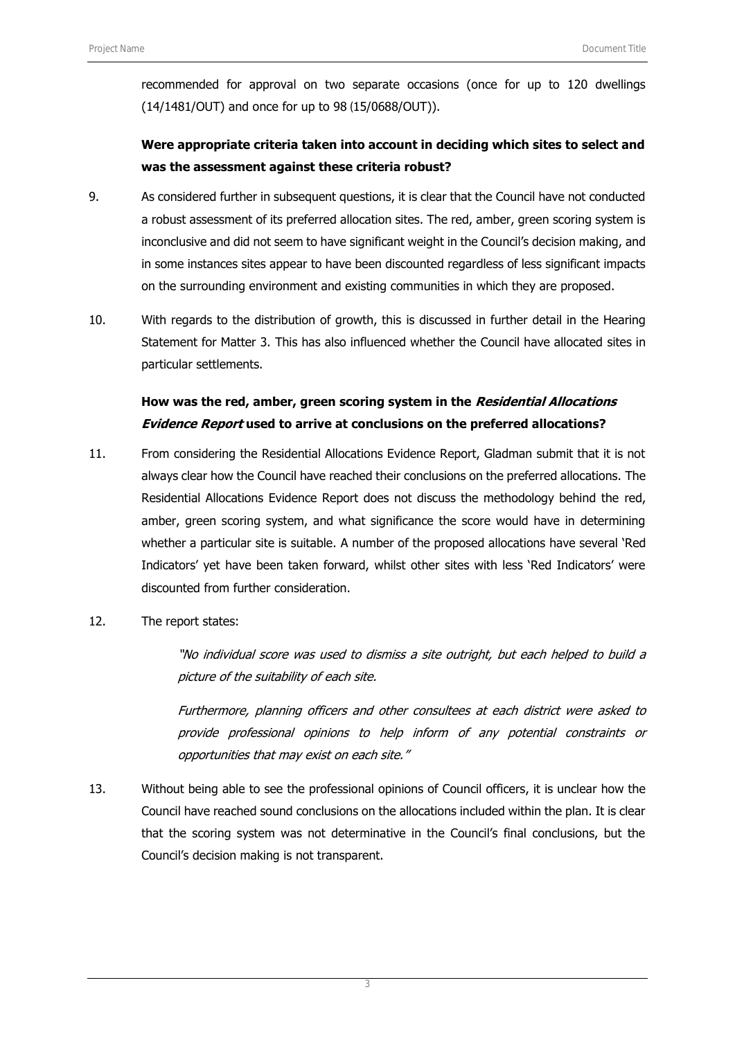recommended for approval on two separate occasions (once for up to 120 dwellings (14/1481/OUT) and once for up to 98 (15/0688/OUT)).

**Were appropriate criteria taken into account in deciding which sites to select and was the assessment against these criteria robust?**

9. As considered further in subsequent questions, it is clear that the Council have not conducted a robust assessment of its preferred allocation sites. The red, amber, green scoring system is inconclusive and did not seem to have significant weight in the Council's decision making, and in some instances sites appear to have been discounted regardless of less significant impacts on the surrounding environment and existing communities in which they are proposed.

10. With regards to the distribution of growth, this is discussed in further detail in the Hearing Statement for Matter 3. This has also influenced whether the Council have allocated sites in particular settlements.

**How was the red, amber, green scoring system in the *Residential Allocations Evidence Report* used to arrive at conclusions on the preferred allocations?**

11. From considering the Residential Allocations Evidence Report, Gladman submit that it is not always clear how the Council have reached their conclusions on the preferred allocations. The Residential Allocations Evidence Report does not discuss the methodology behind the red, amber, green scoring system, and what significance the score would have in determining whether a particular site is suitable. A number of the proposed allocations have several 'Red Indicators' yet have been taken forward, whilst other sites with less 'Red Indicators' were discounted from further consideration.

12. The report states:

> *"No individual score was used to dismiss a site outright, but each helped to build a picture of the suitability of each site.*
>
> *Furthermore, planning officers and other consultees at each district were asked to provide professional opinions to help inform of any potential constraints or opportunities that may exist on each site."*

13. Without being able to see the professional opinions of Council officers, it is unclear how the Council have reached sound conclusions on the allocations included within the plan. It is clear that the scoring system was not determinative in the Council's final conclusions, but the Council's decision making is not transparent.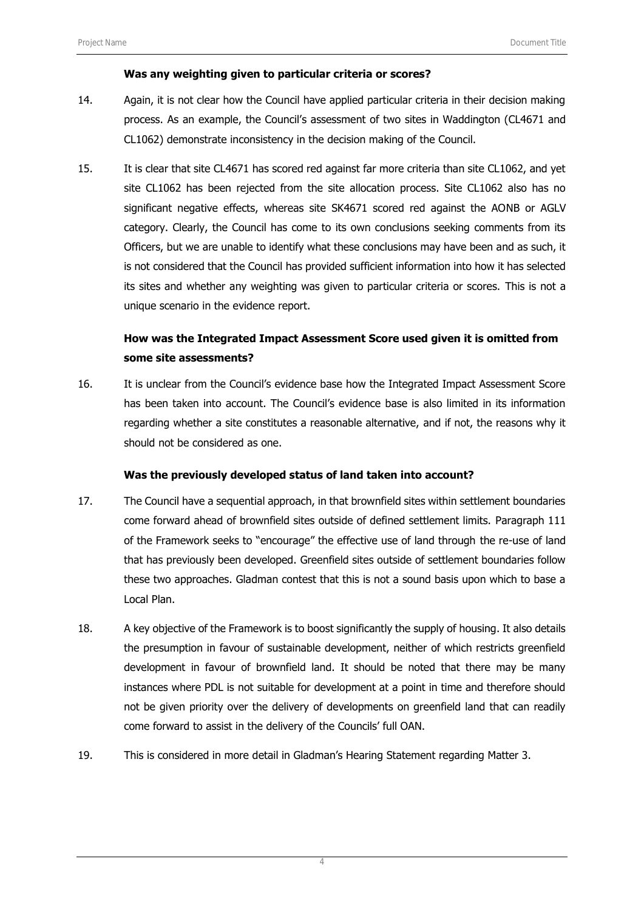**Was any weighting given to particular criteria or scores?**

14. Again, it is not clear how the Council have applied particular criteria in their decision making process. As an example, the Council's assessment of two sites in Waddington (CL4671 and CL1062) demonstrate inconsistency in the decision making of the Council.

15. It is clear that site CL4671 has scored red against far more criteria than site CL1062, and yet site CL1062 has been rejected from the site allocation process. Site CL1062 also has no significant negative effects, whereas site SK4671 scored red against the AONB or AGLV category. Clearly, the Council has come to its own conclusions seeking comments from its Officers, but we are unable to identify what these conclusions may have been and as such, it is not considered that the Council has provided sufficient information into how it has selected its sites and whether any weighting was given to particular criteria or scores. This is not a unique scenario in the evidence report.

**How was the Integrated Impact Assessment Score used given it is omitted from some site assessments?**

16. It is unclear from the Council's evidence base how the Integrated Impact Assessment Score has been taken into account. The Council's evidence base is also limited in its information regarding whether a site constitutes a reasonable alternative, and if not, the reasons why it should not be considered as one.

**Was the previously developed status of land taken into account?**

17. The Council have a sequential approach, in that brownfield sites within settlement boundaries come forward ahead of brownfield sites outside of defined settlement limits. Paragraph 111 of the Framework seeks to "encourage" the effective use of land through the re-use of land that has previously been developed. Greenfield sites outside of settlement boundaries follow these two approaches. Gladman contest that this is not a sound basis upon which to base a Local Plan.

18. A key objective of the Framework is to boost significantly the supply of housing. It also details the presumption in favour of sustainable development, neither of which restricts greenfield development in favour of brownfield land. It should be noted that there may be many instances where PDL is not suitable for development at a point in time and therefore should not be given priority over the delivery of developments on greenfield land that can readily come forward to assist in the delivery of the Councils' full OAN.

19. This is considered in more detail in Gladman's Hearing Statement regarding Matter 3.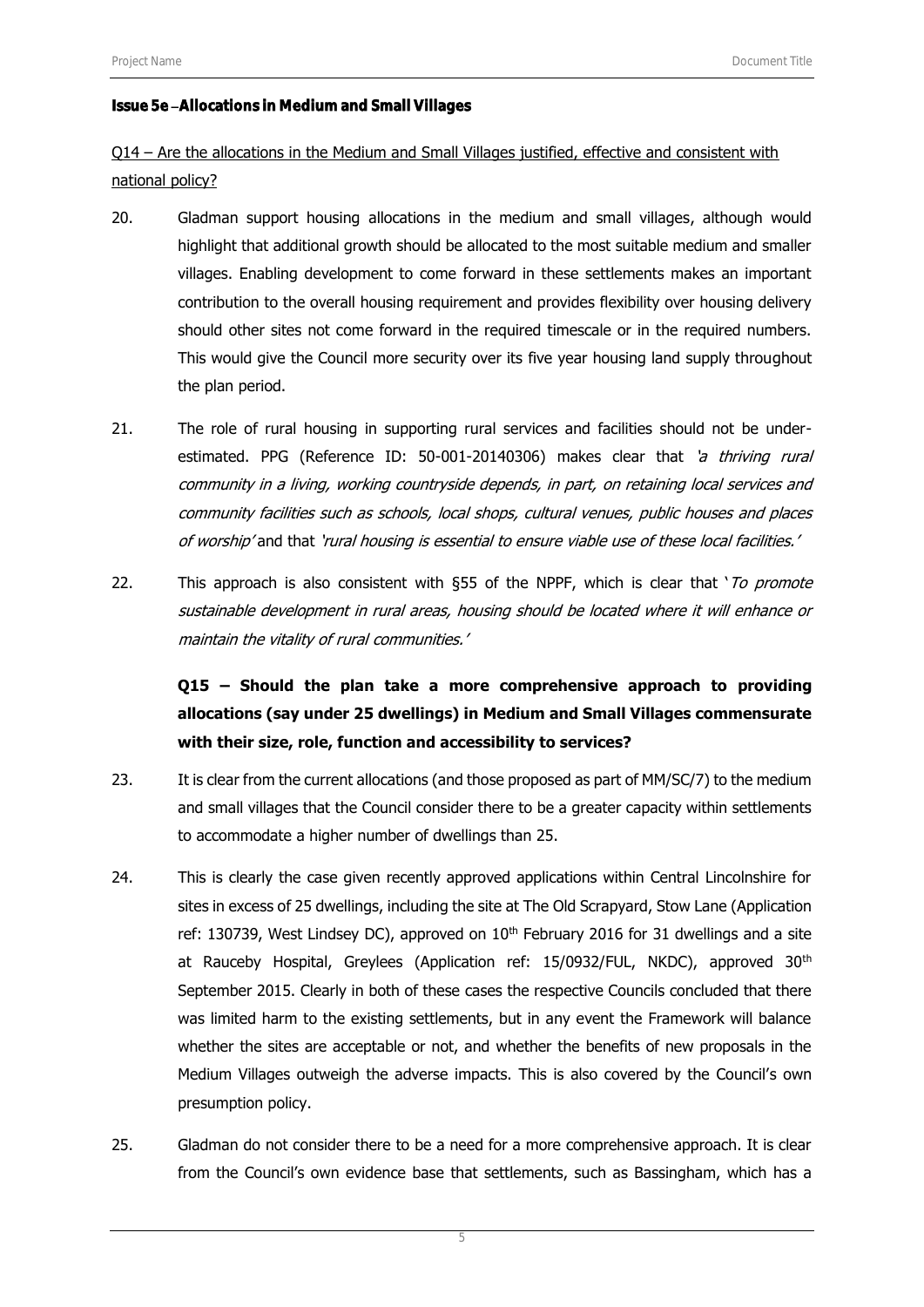**Issue 5e – Allocations in Medium and Small Villages**

Q14 – Are the allocations in the Medium and Small Villages justified, effective and consistent with national policy?

20. Gladman support housing allocations in the medium and small villages, although would highlight that additional growth should be allocated to the most suitable medium and smaller villages. Enabling development to come forward in these settlements makes an important contribution to the overall housing requirement and provides flexibility over housing delivery should other sites not come forward in the required timescale or in the required numbers. This would give the Council more security over its five year housing land supply throughout the plan period.

21. The role of rural housing in supporting rural services and facilities should not be under-estimated. PPG (Reference ID: 50-001-20140306) makes clear that *'a thriving rural community in a living, working countryside depends, in part, on retaining local services and community facilities such as schools, local shops, cultural venues, public houses and places of worship'* and that *'rural housing is essential to ensure viable use of these local facilities.'*

22. This approach is also consistent with §55 of the NPPF, which is clear that '*To promote sustainable development in rural areas, housing should be located where it will enhance or maintain the vitality of rural communities.'*

**Q15 – Should the plan take a more comprehensive approach to providing allocations (say under 25 dwellings) in Medium and Small Villages commensurate with their size, role, function and accessibility to services?**

23. It is clear from the current allocations (and those proposed as part of MM/SC/7) to the medium and small villages that the Council consider there to be a greater capacity within settlements to accommodate a higher number of dwellings than 25.

24. This is clearly the case given recently approved applications within Central Lincolnshire for sites in excess of 25 dwellings, including the site at The Old Scrapyard, Stow Lane (Application ref: 130739, West Lindsey DC), approved on 10th February 2016 for 31 dwellings and a site at Rauceby Hospital, Greylees (Application ref: 15/0932/FUL, NKDC), approved 30th September 2015. Clearly in both of these cases the respective Councils concluded that there was limited harm to the existing settlements, but in any event the Framework will balance whether the sites are acceptable or not, and whether the benefits of new proposals in the Medium Villages outweigh the adverse impacts. This is also covered by the Council's own presumption policy.

25. Gladman do not consider there to be a need for a more comprehensive approach. It is clear from the Council's own evidence base that settlements, such as Bassingham, which has a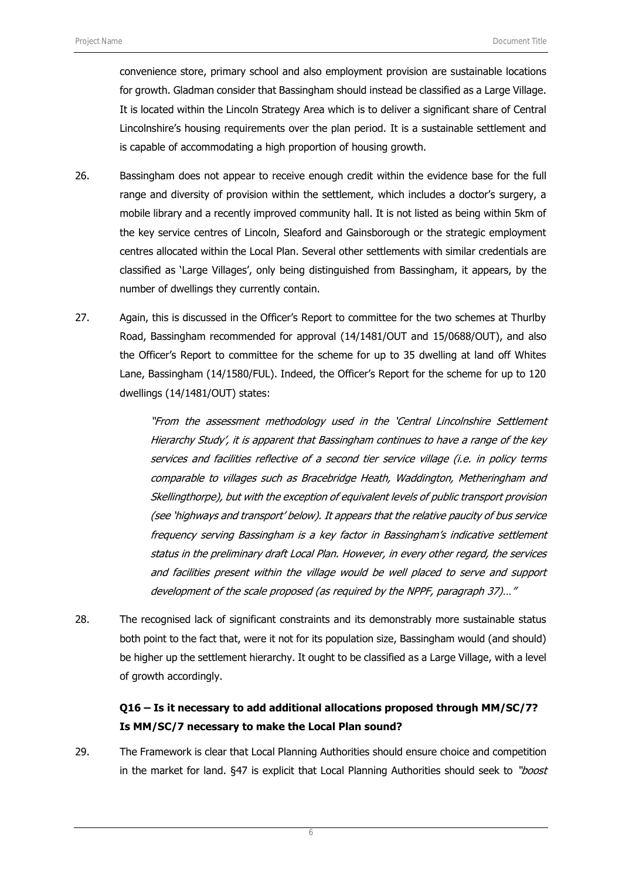convenience store, primary school and also employment provision are sustainable locations for growth. Gladman consider that Bassingham should instead be classified as a Large Village. It is located within the Lincoln Strategy Area which is to deliver a significant share of Central Lincolnshire's housing requirements over the plan period. It is a sustainable settlement and is capable of accommodating a high proportion of housing growth.

26. Bassingham does not appear to receive enough credit within the evidence base for the full range and diversity of provision within the settlement, which includes a doctor's surgery, a mobile library and a recently improved community hall. It is not listed as being within 5km of the key service centres of Lincoln, Sleaford and Gainsborough or the strategic employment centres allocated within the Local Plan. Several other settlements with similar credentials are classified as 'Large Villages', only being distinguished from Bassingham, it appears, by the number of dwellings they currently contain.

27. Again, this is discussed in the Officer's Report to committee for the two schemes at Thurlby Road, Bassingham recommended for approval (14/1481/OUT and 15/0688/OUT), and also the Officer's Report to committee for the scheme for up to 35 dwelling at land off Whites Lane, Bassingham (14/1580/FUL). Indeed, the Officer's Report for the scheme for up to 120 dwellings (14/1481/OUT) states:

> *"From the assessment methodology used in the 'Central Lincolnshire Settlement Hierarchy Study', it is apparent that Bassingham continues to have a range of the key services and facilities reflective of a second tier service village (i.e. in policy terms comparable to villages such as Bracebridge Heath, Waddington, Metheringham and Skellingthorpe), but with the exception of equivalent levels of public transport provision (see 'highways and transport' below). It appears that the relative paucity of bus service frequency serving Bassingham is a key factor in Bassingham's indicative settlement status in the preliminary draft Local Plan. However, in every other regard, the services and facilities present within the village would be well placed to serve and support development of the scale proposed (as required by the NPPF, paragraph 37)…"*

28. The recognised lack of significant constraints and its demonstrably more sustainable status both point to the fact that, were it not for its population size, Bassingham would (and should) be higher up the settlement hierarchy. It ought to be classified as a Large Village, with a level of growth accordingly.

### Q16 – Is it necessary to add additional allocations proposed through MM/SC/7? Is MM/SC/7 necessary to make the Local Plan sound?

29. The Framework is clear that Local Planning Authorities should ensure choice and competition in the market for land. §47 is explicit that Local Planning Authorities should seek to *"boost*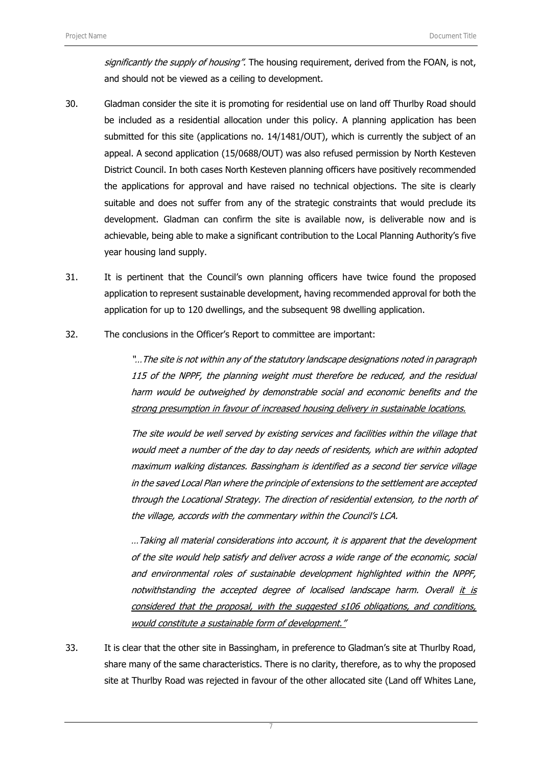*significantly the supply of housing"*. The housing requirement, derived from the FOAN, is not, and should not be viewed as a ceiling to development.

30. Gladman consider the site it is promoting for residential use on land off Thurlby Road should be included as a residential allocation under this policy. A planning application has been submitted for this site (applications no. 14/1481/OUT), which is currently the subject of an appeal. A second application (15/0688/OUT) was also refused permission by North Kesteven District Council. In both cases North Kesteven planning officers have positively recommended the applications for approval and have raised no technical objections. The site is clearly suitable and does not suffer from any of the strategic constraints that would preclude its development. Gladman can confirm the site is available now, is deliverable now and is achievable, being able to make a significant contribution to the Local Planning Authority's five year housing land supply.

31. It is pertinent that the Council's own planning officers have twice found the proposed application to represent sustainable development, having recommended approval for both the application for up to 120 dwellings, and the subsequent 98 dwelling application.

32. The conclusions in the Officer's Report to committee are important:

> *"…The site is not within any of the statutory landscape designations noted in paragraph 115 of the NPPF, the planning weight must therefore be reduced, and the residual harm would be outweighed by demonstrable social and economic benefits and the <u>strong presumption in favour of increased housing delivery in sustainable locations.</u>*
>
> *The site would be well served by existing services and facilities within the village that would meet a number of the day to day needs of residents, which are within adopted maximum walking distances. Bassingham is identified as a second tier service village in the saved Local Plan where the principle of extensions to the settlement are accepted through the Locational Strategy. The direction of residential extension, to the north of the village, accords with the commentary within the Council's LCA.*
>
> *…Taking all material considerations into account, it is apparent that the development of the site would help satisfy and deliver across a wide range of the economic, social and environmental roles of sustainable development highlighted within the NPPF, notwithstanding the accepted degree of localised landscape harm. Overall <u>it is considered that the proposal, with the suggested s106 obligations, and conditions, would constitute a sustainable form of development."</u>*

33. It is clear that the other site in Bassingham, in preference to Gladman's site at Thurlby Road, share many of the same characteristics. There is no clarity, therefore, as to why the proposed site at Thurlby Road was rejected in favour of the other allocated site (Land off Whites Lane,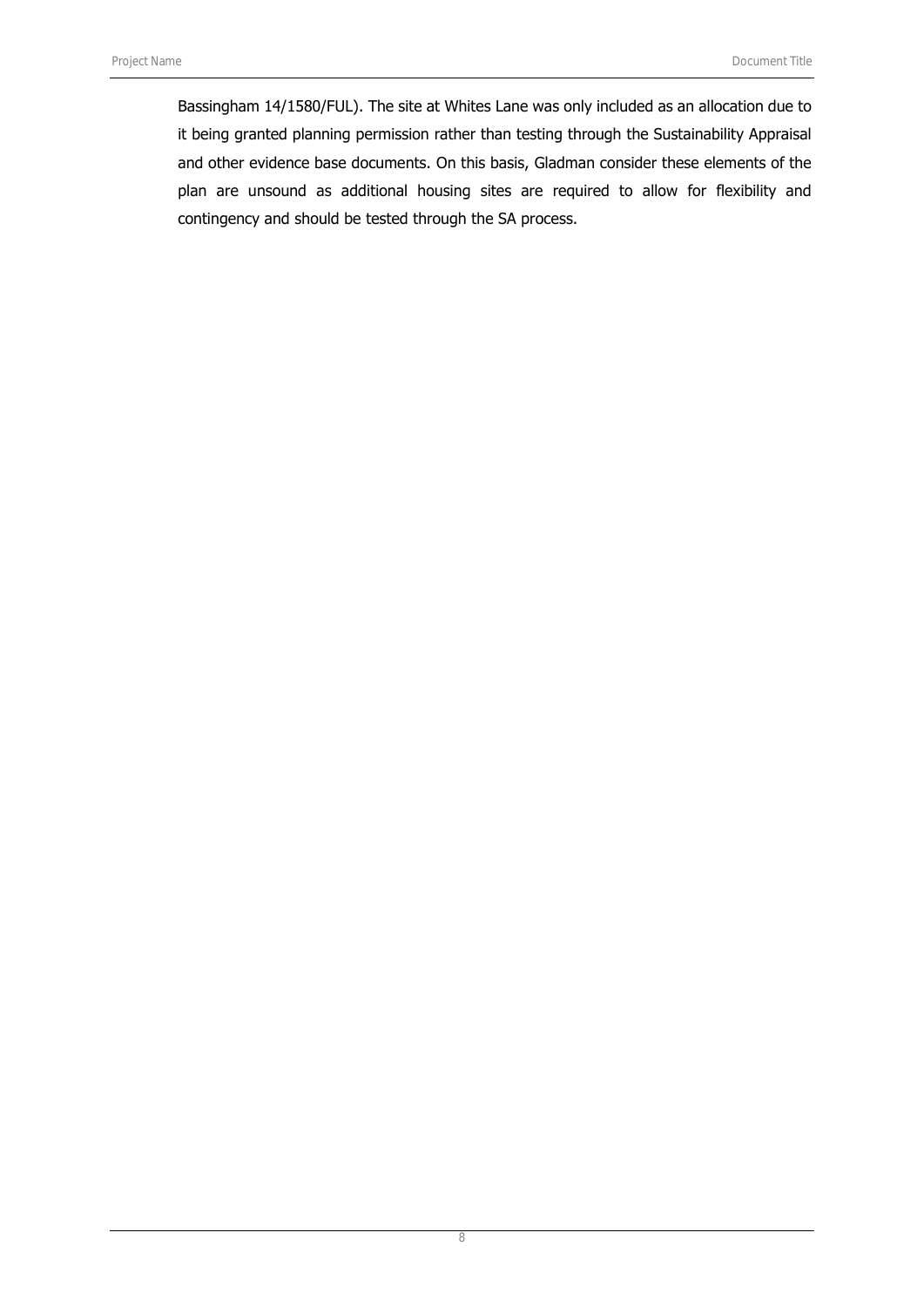Bassingham 14/1580/FUL). The site at Whites Lane was only included as an allocation due to it being granted planning permission rather than testing through the Sustainability Appraisal and other evidence base documents. On this basis, Gladman consider these elements of the plan are unsound as additional housing sites are required to allow for flexibility and contingency and should be tested through the SA process.